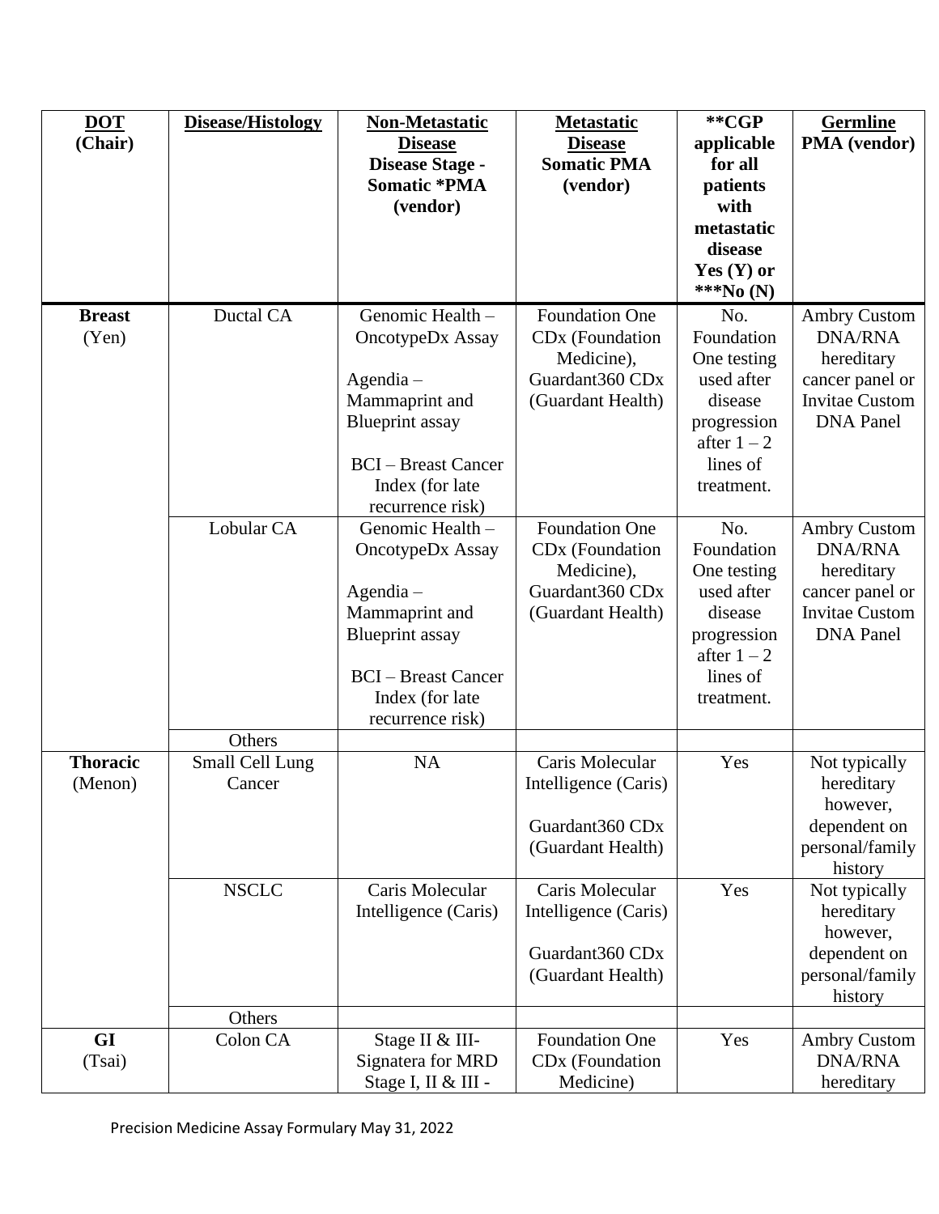| **DOT (Chair)** | **Disease/Histology** | **Non-Metastatic Disease Disease Stage - Somatic *PMA (vendor)** | **Metastatic Disease Somatic PMA (vendor)** | ****CGP applicable for all patients with metastatic disease Yes (Y) or ***No (N)** | **Germline PMA (vendor)** |
|---|---|---|---|---|---|
| **Breast** (Yen) | Ductal CA | Genomic Health – OncotypeDx Assay<br><br>Agendia – Mammaprint and Blueprint assay<br><br>BCI – Breast Cancer Index (for late recurrence risk) | Foundation One CDx (Foundation Medicine), Guardant360 CDx (Guardant Health) | No. Foundation One testing used after disease progression after 1 – 2 lines of treatment. | Ambry Custom DNA/RNA hereditary cancer panel or Invitae Custom DNA Panel |
| | Lobular CA | Genomic Health – OncotypeDx Assay<br><br>Agendia – Mammaprint and Blueprint assay<br><br>BCI – Breast Cancer Index (for late recurrence risk) | Foundation One CDx (Foundation Medicine), Guardant360 CDx (Guardant Health) | No. Foundation One testing used after disease progression after 1 – 2 lines of treatment. | Ambry Custom DNA/RNA hereditary cancer panel or Invitae Custom DNA Panel |
| | Others | | | | |
| **Thoracic** (Menon) | Small Cell Lung Cancer | NA | Caris Molecular Intelligence (Caris)<br><br>Guardant360 CDx (Guardant Health) | Yes | Not typically hereditary however, dependent on personal/family history |
| | NSCLC | Caris Molecular Intelligence (Caris) | Caris Molecular Intelligence (Caris)<br><br>Guardant360 CDx (Guardant Health) | Yes | Not typically hereditary however, dependent on personal/family history |
| | Others | | | | |
| **GI** (Tsai) | Colon CA | Stage II & III- Signatera for MRD Stage I, II & III - | Foundation One CDx (Foundation Medicine) | Yes | Ambry Custom DNA/RNA hereditary |

Precision Medicine Assay Formulary May 31, 2022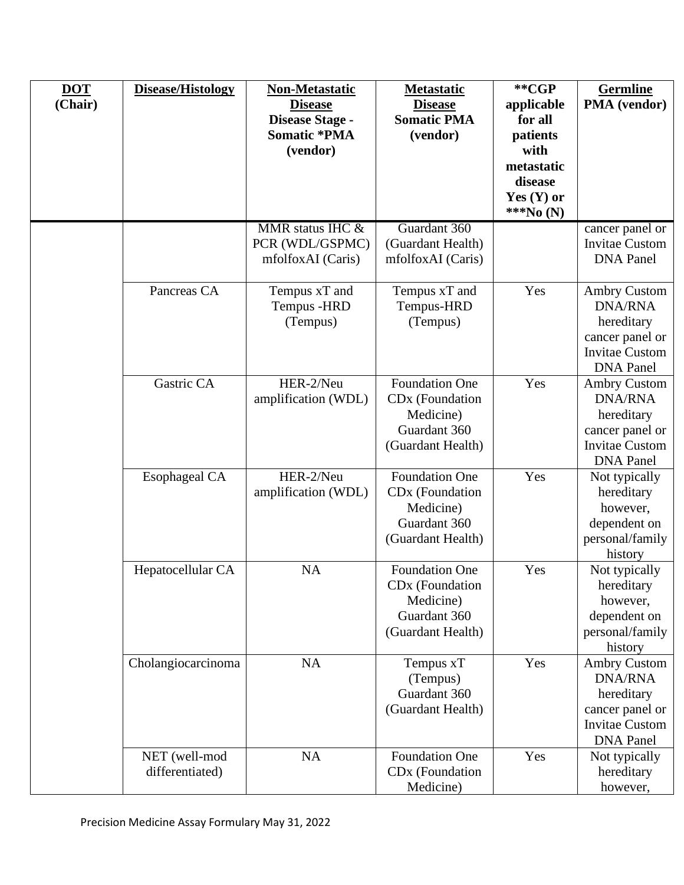| DOT (Chair) | Disease/Histology | Non-Metastatic Disease Disease Stage - Somatic *PMA (vendor) | Metastatic Disease Somatic PMA (vendor) | **CGP applicable for all patients with metastatic disease Yes (Y) or ***No (N) | Germline PMA (vendor) |
|---|---|---|---|---|---|
| | | MMR status IHC & PCR (WDL/GSPMC) mfolfoxAI (Caris) | Guardant 360 (Guardant Health) mfolfoxAI (Caris) | | cancer panel or Invitae Custom DNA Panel |
| | Pancreas CA | Tempus xT and Tempus -HRD (Tempus) | Tempus xT and Tempus-HRD (Tempus) | Yes | Ambry Custom DNA/RNA hereditary cancer panel or Invitae Custom DNA Panel |
| | Gastric CA | HER-2/Neu amplification (WDL) | Foundation One CDx (Foundation Medicine) Guardant 360 (Guardant Health) | Yes | Ambry Custom DNA/RNA hereditary cancer panel or Invitae Custom DNA Panel |
| | Esophageal CA | HER-2/Neu amplification (WDL) | Foundation One CDx (Foundation Medicine) Guardant 360 (Guardant Health) | Yes | Not typically hereditary however, dependent on personal/family history |
| | Hepatocellular CA | NA | Foundation One CDx (Foundation Medicine) Guardant 360 (Guardant Health) | Yes | Not typically hereditary however, dependent on personal/family history |
| | Cholangiocarcinoma | NA | Tempus xT (Tempus) Guardant 360 (Guardant Health) | Yes | Ambry Custom DNA/RNA hereditary cancer panel or Invitae Custom DNA Panel |
| | NET (well-mod differentiated) | NA | Foundation One CDx (Foundation Medicine) | Yes | Not typically hereditary however, |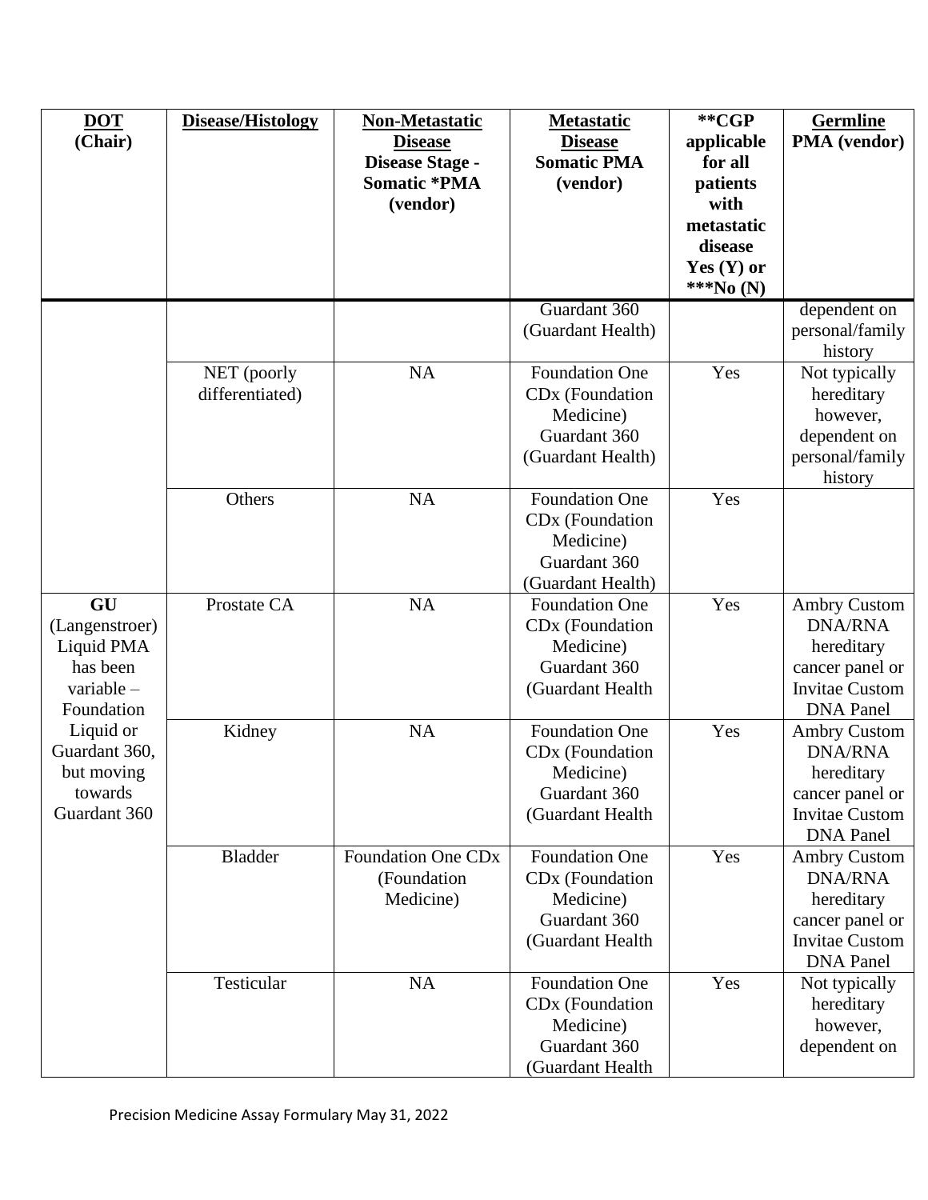| DOT (Chair) | Disease/Histology | Non-Metastatic Disease Disease Stage - Somatic *PMA (vendor) | Metastatic Disease Somatic PMA (vendor) | **CGP applicable for all patients with metastatic disease Yes (Y) or ***No (N) | Germline PMA (vendor) |
|---|---|---|---|---|---|
| | | | Guardant 360 (Guardant Health) | | dependent on personal/family history |
| | NET (poorly differentiated) | NA | Foundation One CDx (Foundation Medicine) Guardant 360 (Guardant Health) | Yes | Not typically hereditary however, dependent on personal/family history |
| | Others | NA | Foundation One CDx (Foundation Medicine) Guardant 360 (Guardant Health) | Yes | |
| **GU** (Langenstroer) Liquid PMA has been variable – Foundation Liquid or Guardant 360, but moving towards Guardant 360 | Prostate CA | NA | Foundation One CDx (Foundation Medicine) Guardant 360 (Guardant Health | Yes | Ambry Custom DNA/RNA hereditary cancer panel or Invitae Custom DNA Panel |
| | Kidney | NA | Foundation One CDx (Foundation Medicine) Guardant 360 (Guardant Health | Yes | Ambry Custom DNA/RNA hereditary cancer panel or Invitae Custom DNA Panel |
| | Bladder | Foundation One CDx (Foundation Medicine) | Foundation One CDx (Foundation Medicine) Guardant 360 (Guardant Health | Yes | Ambry Custom DNA/RNA hereditary cancer panel or Invitae Custom DNA Panel |
| | Testicular | NA | Foundation One CDx (Foundation Medicine) Guardant 360 (Guardant Health | Yes | Not typically hereditary however, dependent on |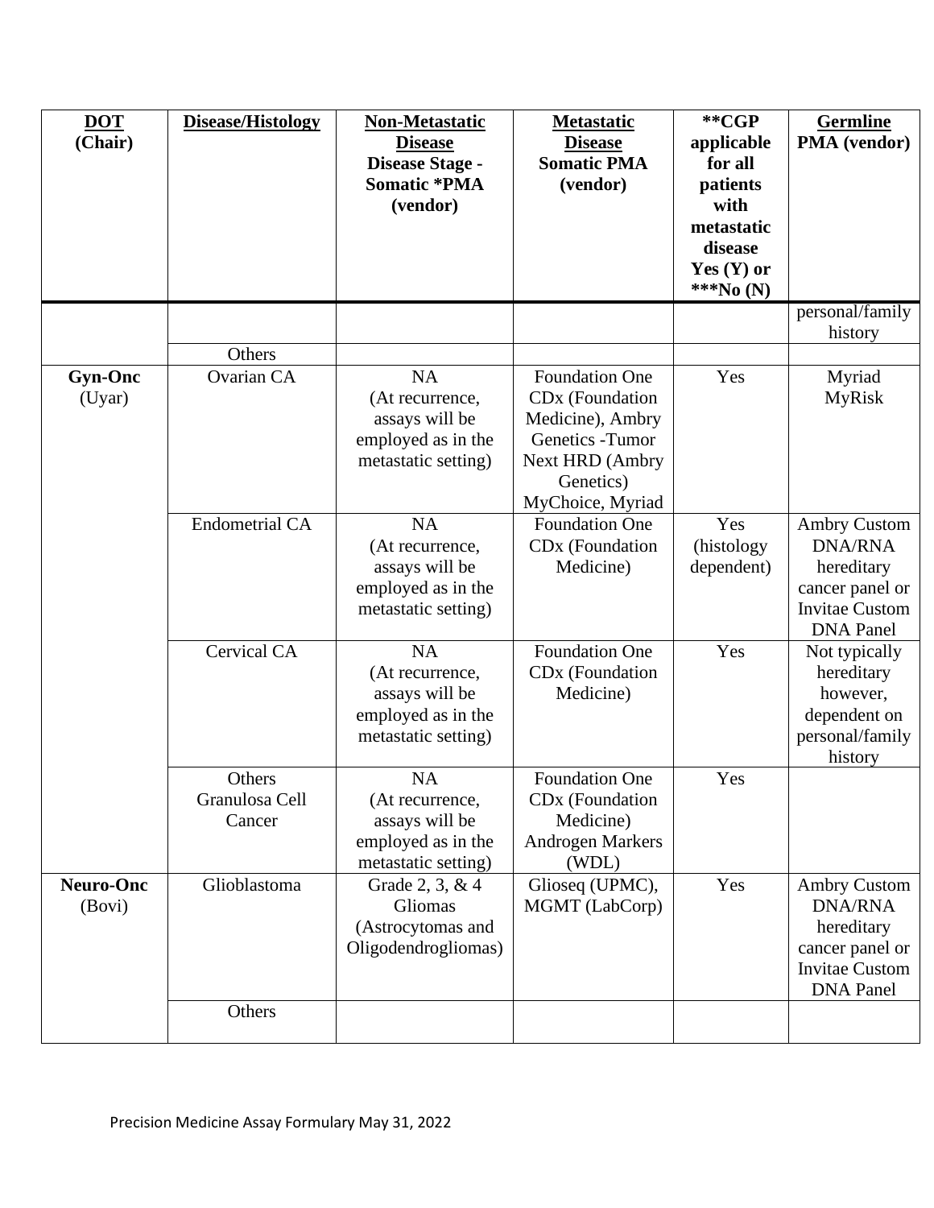| **DOT (Chair)** | **Disease/Histology** | **Non-Metastatic Disease Disease Stage - Somatic *PMA (vendor)** | **Metastatic Disease Somatic PMA (vendor)** | ****CGP applicable for all patients with metastatic disease Yes (Y) or ***No (N)** | **Germline PMA (vendor)** |
|---|---|---|---|---|---|
| | | | | | personal/family history |
| | Others | | | | |
| **Gyn-Onc** (Uyar) | Ovarian CA | NA (At recurrence, assays will be employed as in the metastatic setting) | Foundation One CDx (Foundation Medicine), Ambry Genetics -Tumor Next HRD (Ambry Genetics) MyChoice, Myriad | Yes | Myriad MyRisk |
| | Endometrial CA | NA (At recurrence, assays will be employed as in the metastatic setting) | Foundation One CDx (Foundation Medicine) | Yes (histology dependent) | Ambry Custom DNA/RNA hereditary cancer panel or Invitae Custom DNA Panel |
| | Cervical CA | NA (At recurrence, assays will be employed as in the metastatic setting) | Foundation One CDx (Foundation Medicine) | Yes | Not typically hereditary however, dependent on personal/family history |
| | Others Granulosa Cell Cancer | NA (At recurrence, assays will be employed as in the metastatic setting) | Foundation One CDx (Foundation Medicine) Androgen Markers (WDL) | Yes | |
| **Neuro-Onc** (Bovi) | Glioblastoma | Grade 2, 3, & 4 Gliomas (Astrocytomas and Oligodendrogliomas) | Glioseq (UPMC), MGMT (LabCorp) | Yes | Ambry Custom DNA/RNA hereditary cancer panel or Invitae Custom DNA Panel |
| | Others | | | | |

Precision Medicine Assay Formulary May 31, 2022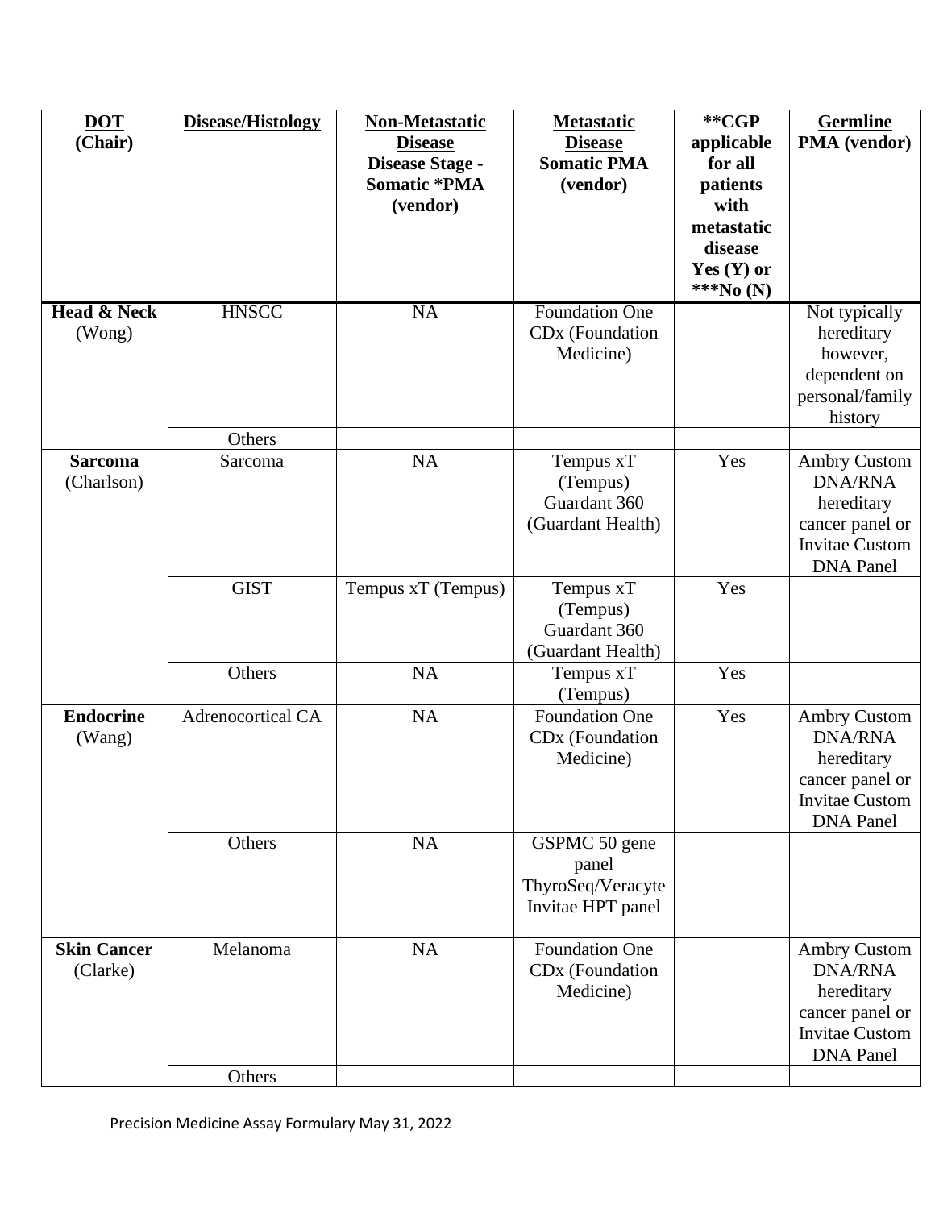| **DOT (Chair)** | **Disease/Histology** | **Non-Metastatic Disease Disease Stage - Somatic *PMA (vendor)** | **Metastatic Disease Somatic PMA (vendor)** | **\*\*CGP applicable for all patients with metastatic disease Yes (Y) or \*\*\*No (N)** | **Germline PMA (vendor)** |
|---|---|---|---|---|---|
| **Head & Neck** (Wong) | HNSCC | NA | Foundation One CDx (Foundation Medicine) | | Not typically hereditary however, dependent on personal/family history |
| | Others | | | | |
| **Sarcoma** (Charlson) | Sarcoma | NA | Tempus xT (Tempus) Guardant 360 (Guardant Health) | Yes | Ambry Custom DNA/RNA hereditary cancer panel or Invitae Custom DNA Panel |
| | GIST | Tempus xT (Tempus) | Tempus xT (Tempus) Guardant 360 (Guardant Health) | Yes | |
| | Others | NA | Tempus xT (Tempus) | Yes | |
| **Endocrine** (Wang) | Adrenocortical CA | NA | Foundation One CDx (Foundation Medicine) | Yes | Ambry Custom DNA/RNA hereditary cancer panel or Invitae Custom DNA Panel |
| | Others | NA | GSPMC 50 gene panel ThyroSeq/Veracyte Invitae HPT panel | | |
| **Skin Cancer** (Clarke) | Melanoma | NA | Foundation One CDx (Foundation Medicine) | | Ambry Custom DNA/RNA hereditary cancer panel or Invitae Custom DNA Panel |
| | Others | | | | |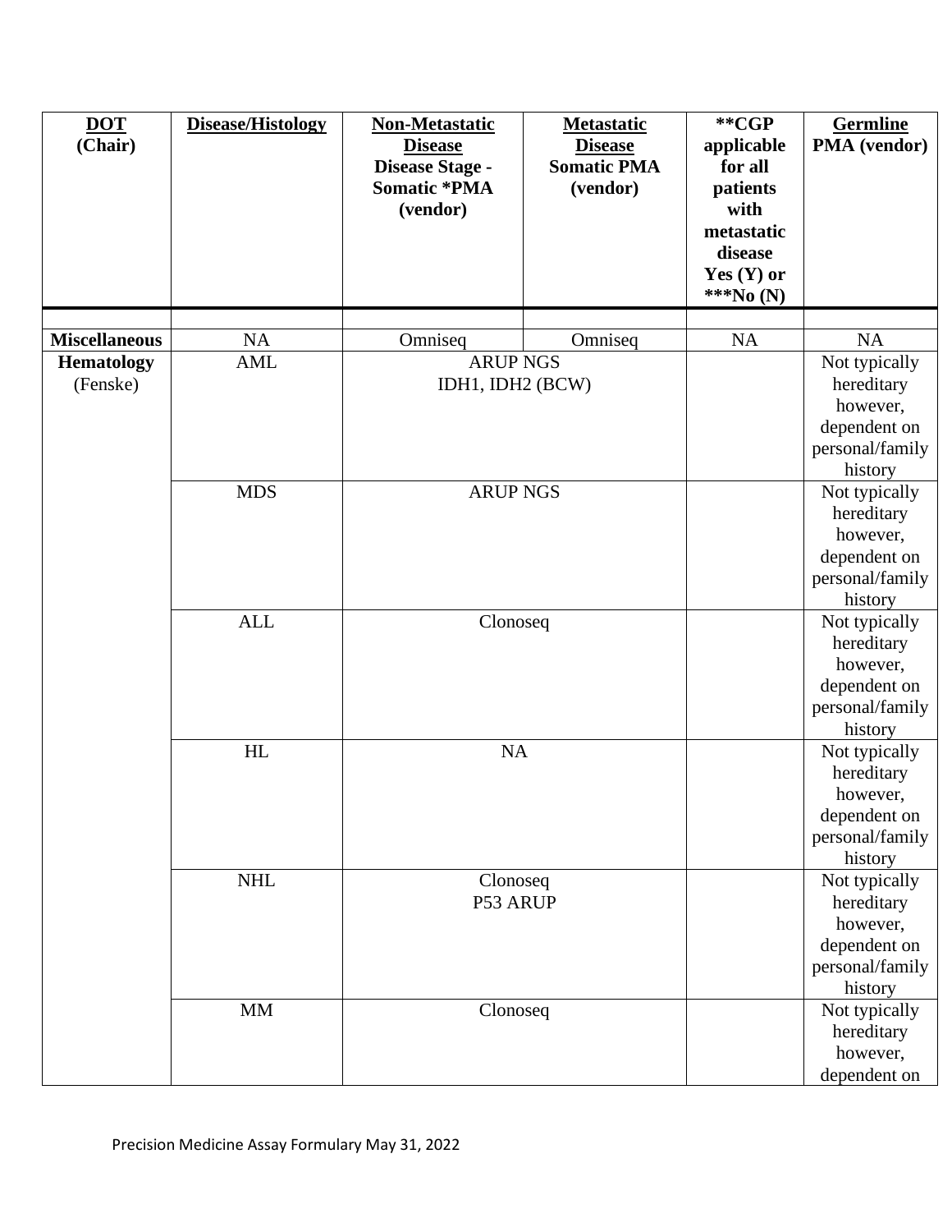| DOT (Chair) | Disease/Histology | Non-Metastatic Disease Disease Stage - Somatic *PMA (vendor) | Metastatic Disease Somatic PMA (vendor) | **CGP applicable for all patients with metastatic disease Yes (Y) or ***No (N) | Germline PMA (vendor) |
|---|---|---|---|---|---|
| | | | | | |
| **Miscellaneous** | NA | Omniseq | Omniseq | NA | NA |
| **Hematology** (Fenske) | AML | ARUP NGS IDH1, IDH2 (BCW) | | | Not typically hereditary however, dependent on personal/family history |
| | MDS | ARUP NGS | | | Not typically hereditary however, dependent on personal/family history |
| | ALL | Clonoseq | | | Not typically hereditary however, dependent on personal/family history |
| | HL | NA | | | Not typically hereditary however, dependent on personal/family history |
| | NHL | Clonoseq P53 ARUP | | | Not typically hereditary however, dependent on personal/family history |
| | MM | Clonoseq | | | Not typically hereditary however, dependent on |

Precision Medicine Assay Formulary May 31, 2022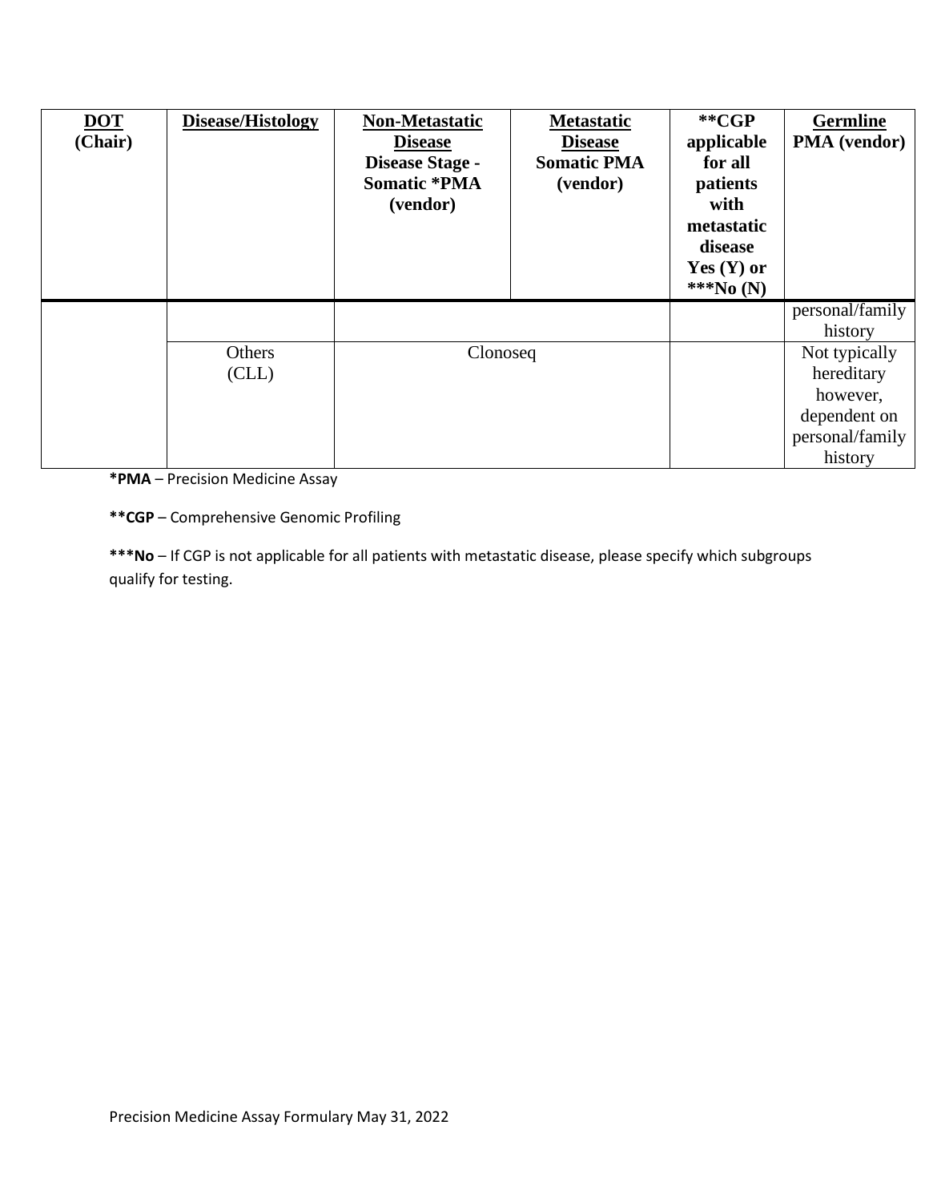| DOT (Chair) | Disease/Histology | Non-Metastatic Disease Disease Stage - Somatic *PMA (vendor) | Metastatic Disease Somatic PMA (vendor) | **CGP applicable for all patients with metastatic disease Yes (Y) or ***No (N) | Germline PMA (vendor) |
|---|---|---|---|---|---|
| | | | | | personal/family history |
| | Others (CLL) | Clonoseq | | | Not typically hereditary however, dependent on personal/family history |

**\*PMA** – Precision Medicine Assay

**\*\*CGP** – Comprehensive Genomic Profiling

**\*\*\*No** – If CGP is not applicable for all patients with metastatic disease, please specify which subgroups qualify for testing.

Precision Medicine Assay Formulary May 31, 2022